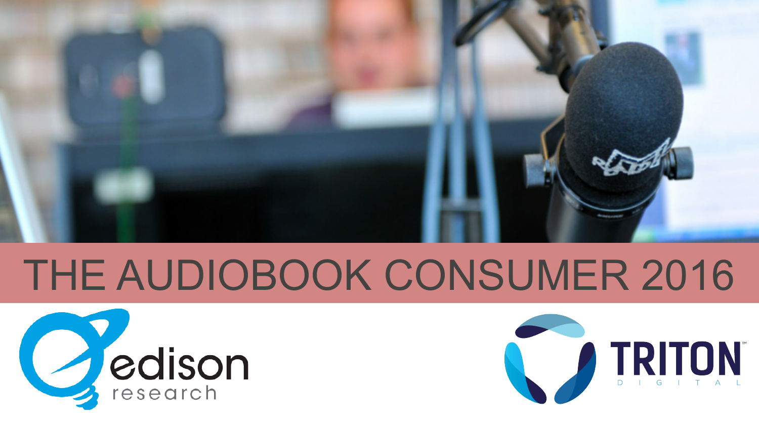# THE AUDIOBOOK CONSUMER 2016

edison research

TRITON DIGITAL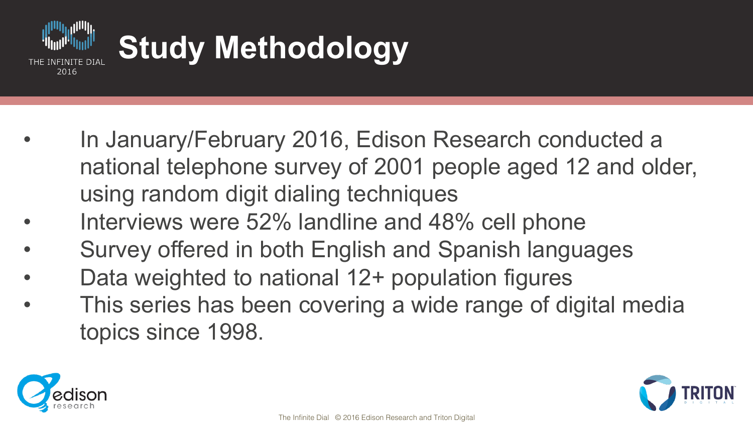# Study Methodology

- In January/February 2016, Edison Research conducted a national telephone survey of 2001 people aged 12 and older, using random digit dialing techniques
- Interviews were 52% landline and 48% cell phone
- Survey offered in both English and Spanish languages
- Data weighted to national 12+ population figures
- This series has been covering a wide range of digital media topics since 1998.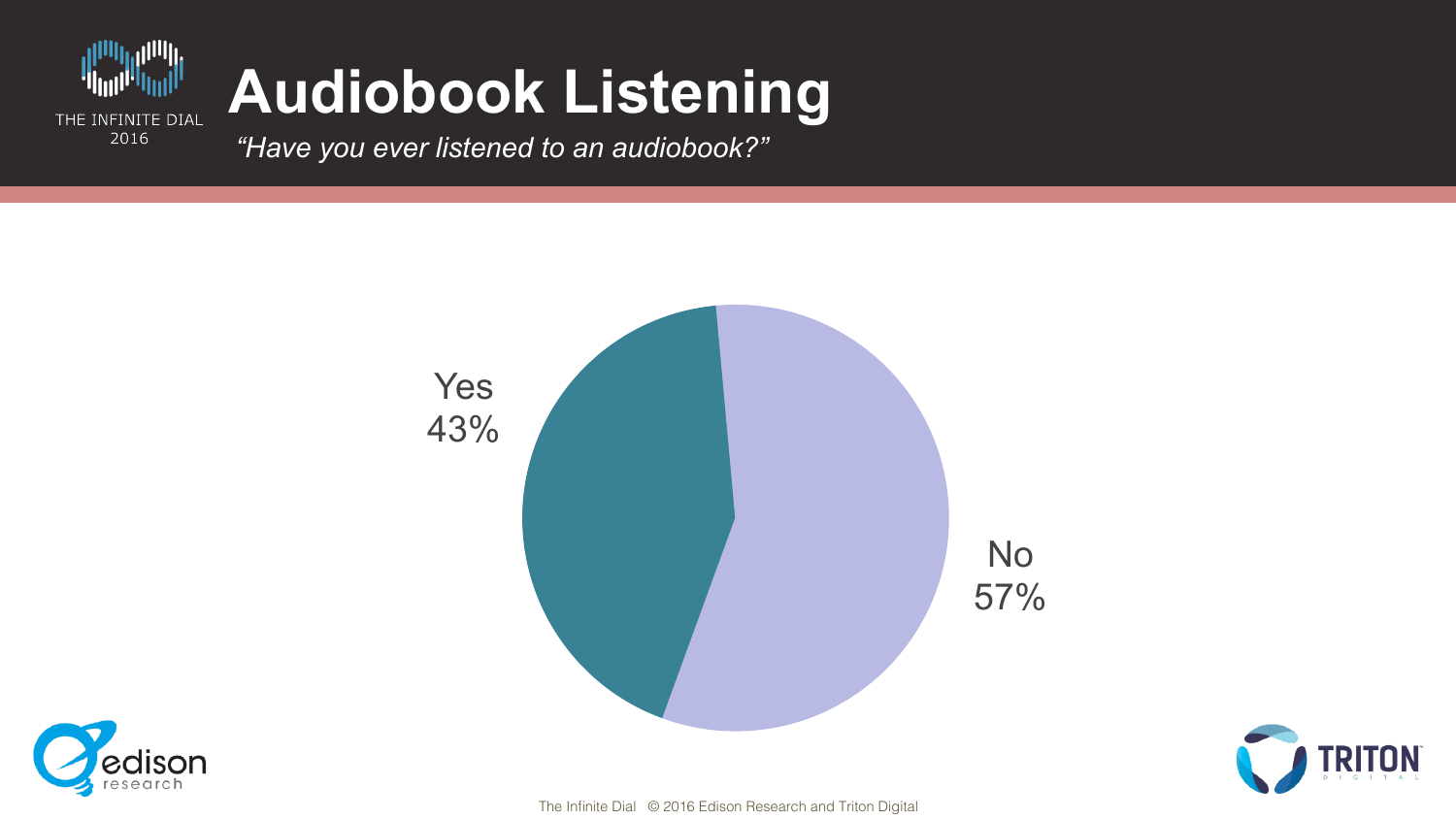# Audiobook Listening

*"Have you ever listened to an audiobook?"*

Yes
43%

No
57%

The Infinite Dial © 2016 Edison Research and Triton Digital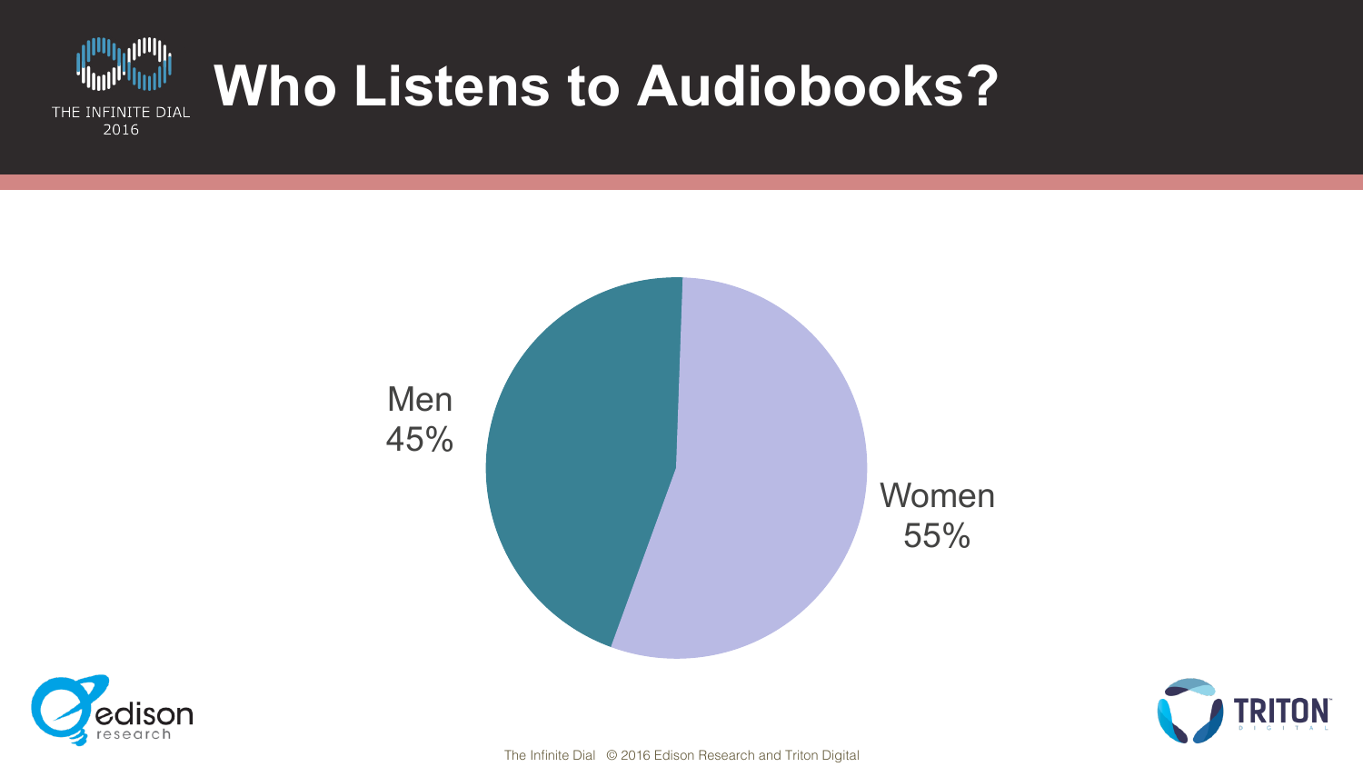# Who Listens to Audiobooks?

Men 45%

Women 55%

The Infinite Dial © 2016 Edison Research and Triton Digital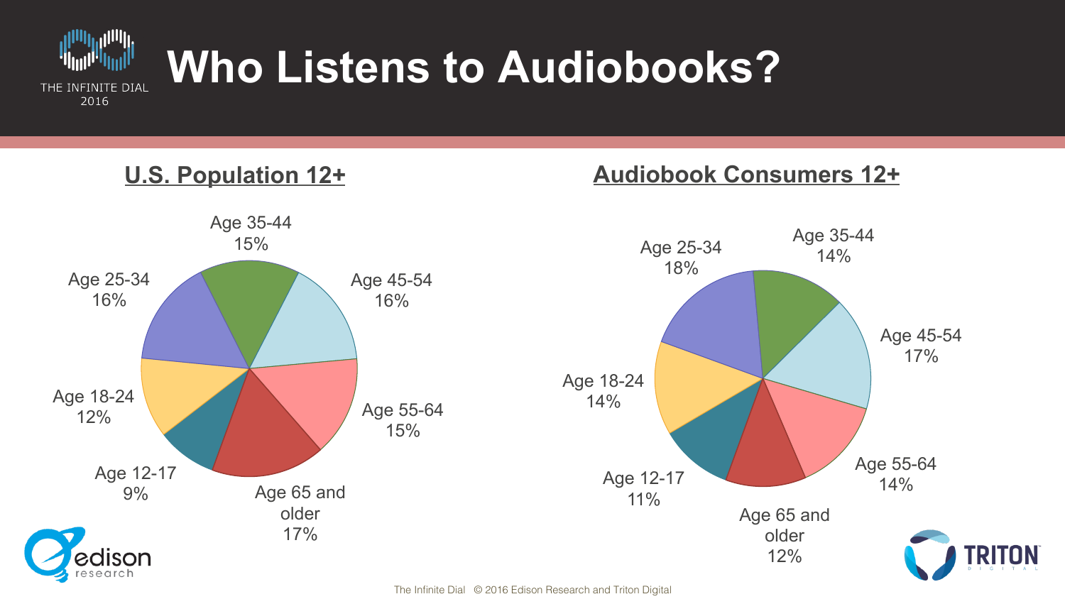# Who Listens to Audiobooks?

THE INFINITE DIAL 2016

## U.S. Population 12+

| Age Group | Share |
| --- | --- |
| Age 12-17 | 9% |
| Age 18-24 | 12% |
| Age 25-34 | 16% |
| Age 35-44 | 15% |
| Age 45-54 | 16% |
| Age 55-64 | 15% |
| Age 65 and older | 17% |

## Audiobook Consumers 12+

| Age Group | Share |
| --- | --- |
| Age 12-17 | 11% |
| Age 18-24 | 14% |
| Age 25-34 | 18% |
| Age 35-44 | 14% |
| Age 45-54 | 17% |
| Age 55-64 | 14% |
| Age 65 and older | 12% |

The Infinite Dial © 2016 Edison Research and Triton Digital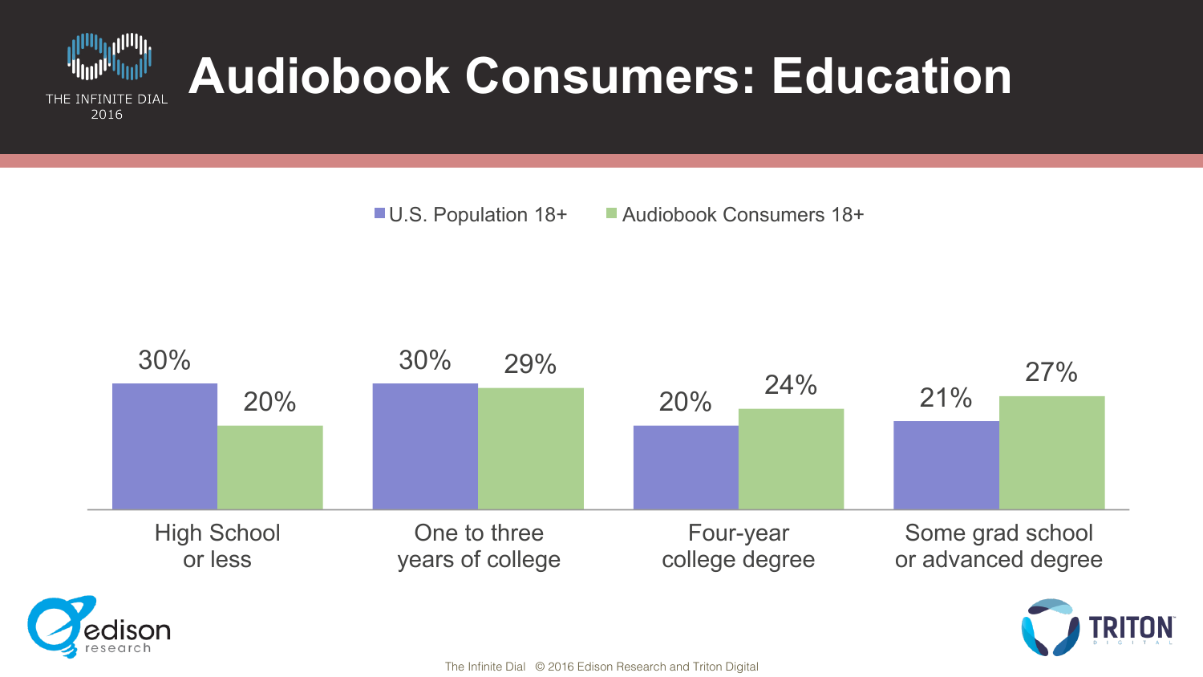# Audiobook Consumers: Education

| | U.S. Population 18+ | Audiobook Consumers 18+ |
|---|---|---|
| High School or less | 30% | 20% |
| One to three years of college | 30% | 29% |
| Four-year college degree | 20% | 24% |
| Some grad school or advanced degree | 21% | 27% |

The Infinite Dial © 2016 Edison Research and Triton Digital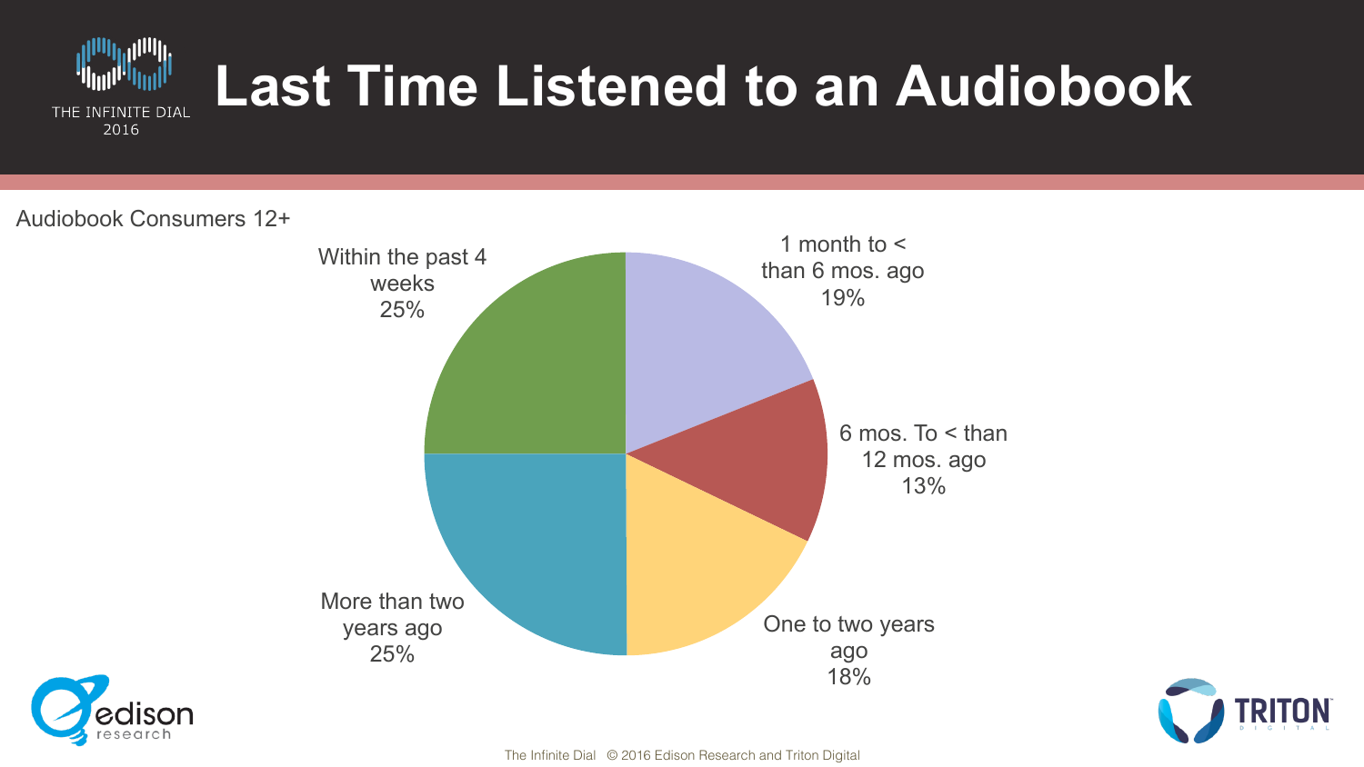# Last Time Listened to an Audiobook

Audiobook Consumers 12+

| Last Time Listened | Percentage |
| --- | --- |
| Within the past 4 weeks | 25% |
| 1 month to < than 6 mos. ago | 19% |
| 6 mos. To < than 12 mos. ago | 13% |
| One to two years ago | 18% |
| More than two years ago | 25% |

The Infinite Dial © 2016 Edison Research and Triton Digital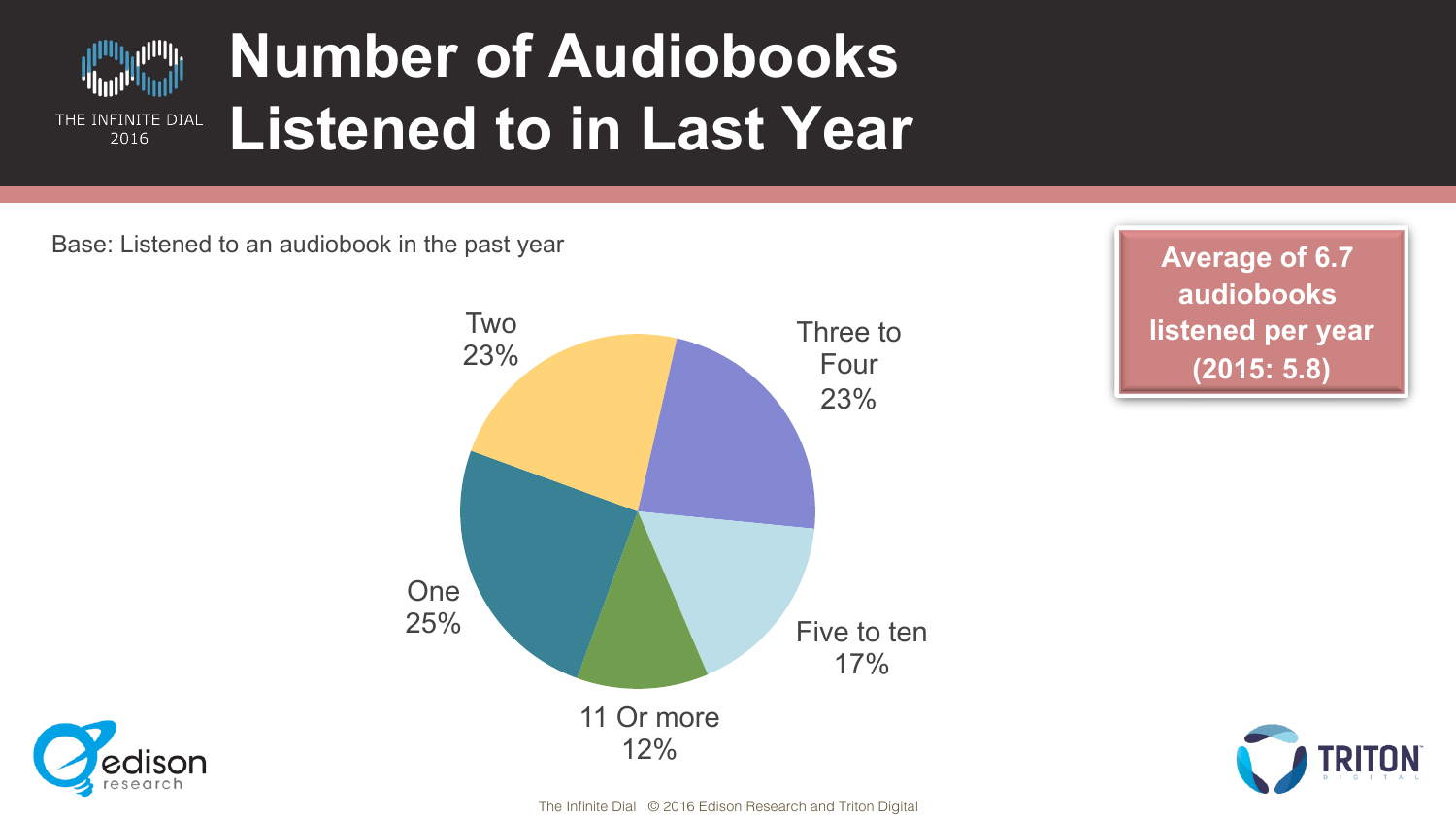# Number of Audiobooks Listened to in Last Year

THE INFINITE DIAL 2016

Base: Listened to an audiobook in the past year

| Number of Audiobooks | Percentage |
| --- | --- |
| One | 25% |
| Two | 23% |
| Three to Four | 23% |
| Five to ten | 17% |
| 11 Or more | 12% |

**Average of 6.7 audiobooks listened per year (2015: 5.8)**

The Infinite Dial © 2016 Edison Research and Triton Digital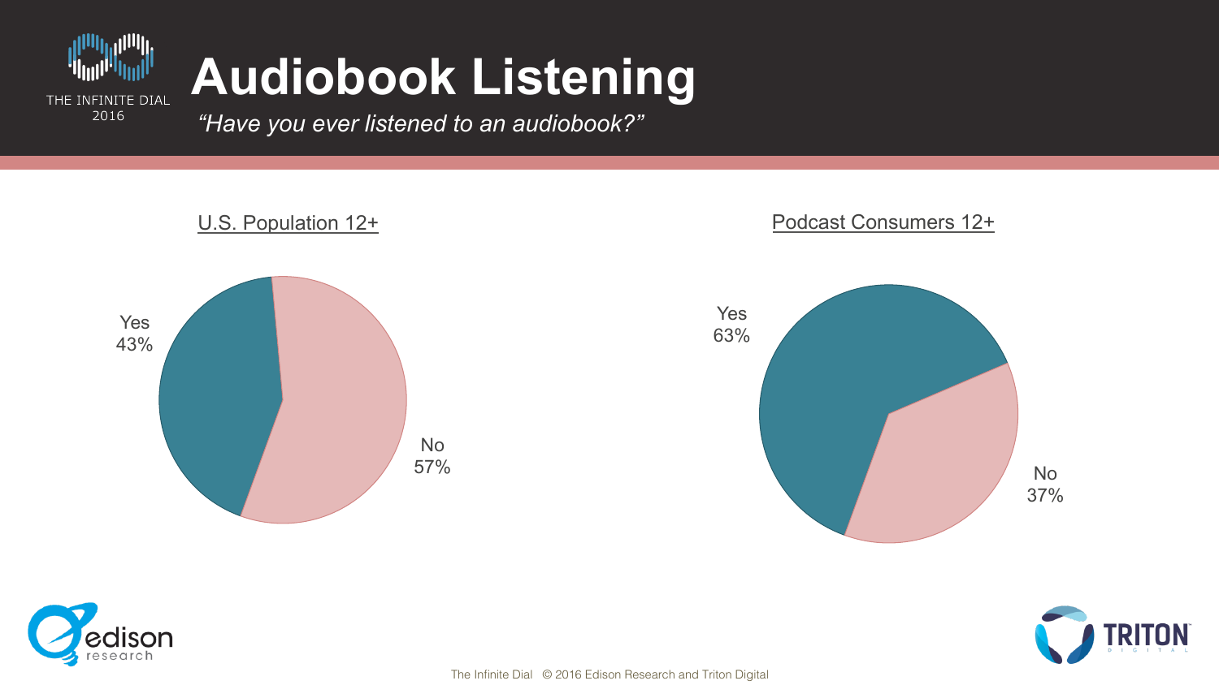# Audiobook Listening

*"Have you ever listened to an audiobook?"*

U.S. Population 12+

Yes 43%

No 57%

Podcast Consumers 12+

Yes 63%

No 37%

The Infinite Dial © 2016 Edison Research and Triton Digital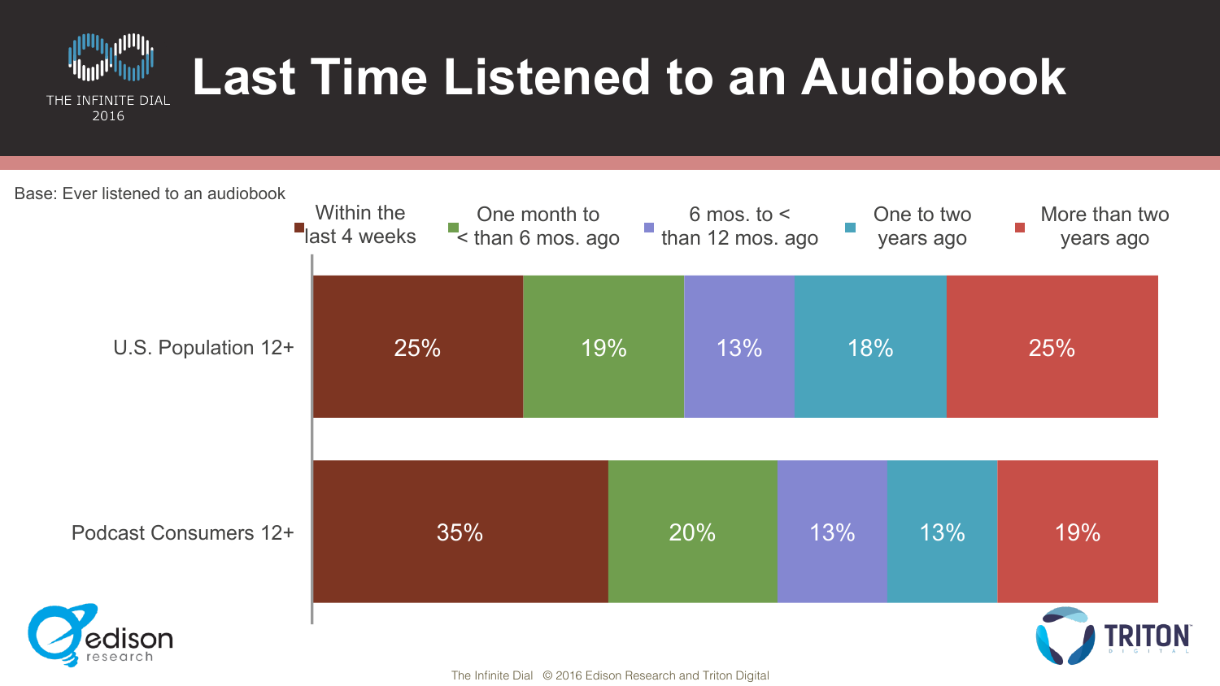# Last Time Listened to an Audiobook

Base: Ever listened to an audiobook

| | Within the last 4 weeks | One month to < than 6 mos. ago | 6 mos. to < than 12 mos. ago | One to two years ago | More than two years ago |
|---|---|---|---|---|---|
| U.S. Population 12+ | 25% | 19% | 13% | 18% | 25% |
| Podcast Consumers 12+ | 35% | 20% | 13% | 13% | 19% |

The Infinite Dial © 2016 Edison Research and Triton Digital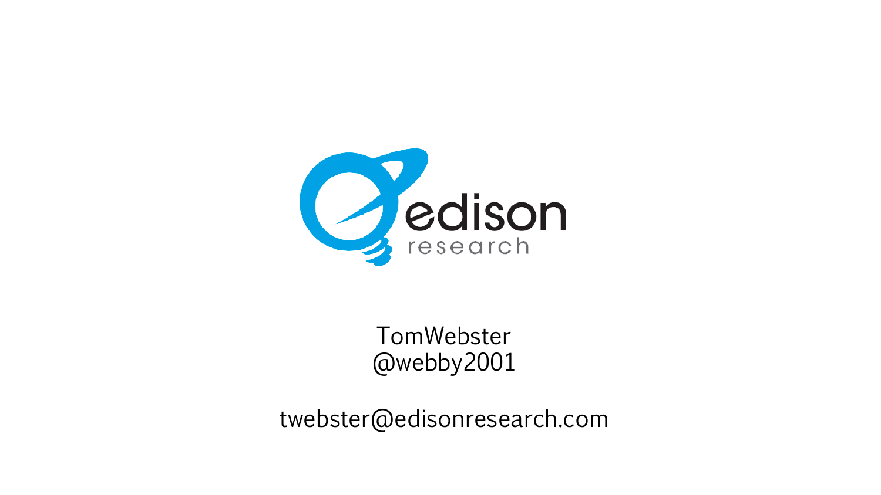edison research

TomWebster
@webby2001

twebster@edisonresearch.com